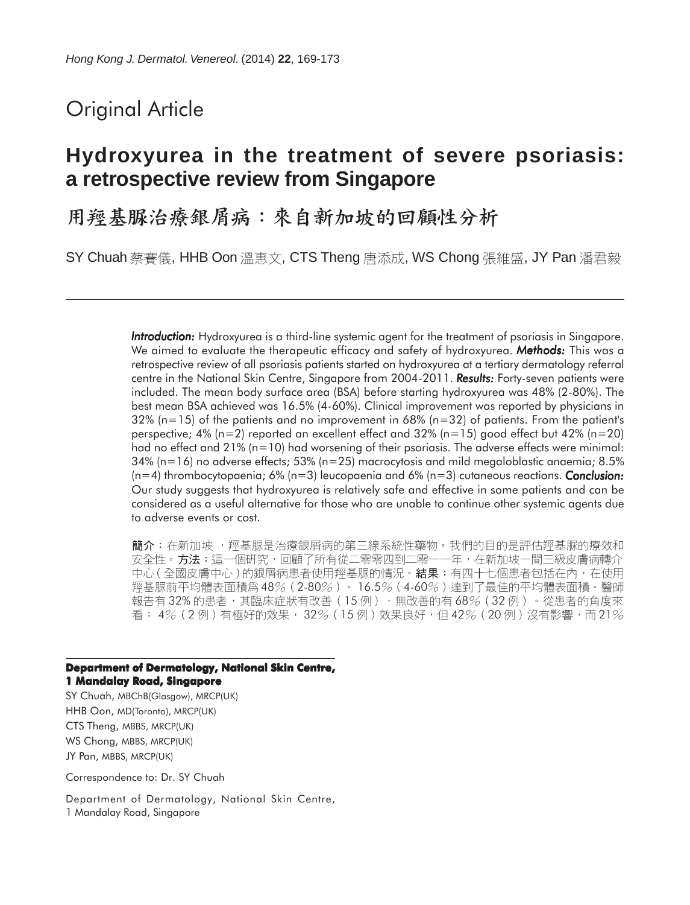Original Article

# Hydroxyurea in the treatment of severe psoriasis: a retrospective review from Singapore

# 用羥基脲治療銀屑病：來自新加坡的回顧性分析

SY Chuah 蔡賽儀, HHB Oon 溫惠文, CTS Theng 唐添成, WS Chong 張維盛, JY Pan 潘君毅

---

***Introduction:*** Hydroxyurea is a third-line systemic agent for the treatment of psoriasis in Singapore. We aimed to evaluate the therapeutic efficacy and safety of hydroxyurea. ***Methods:*** This was a retrospective review of all psoriasis patients started on hydroxyurea at a tertiary dermatology referral centre in the National Skin Centre, Singapore from 2004-2011. ***Results:*** Forty-seven patients were included. The mean body surface area (BSA) before starting hydroxyurea was 48% (2-80%). The best mean BSA achieved was 16.5% (4-60%). Clinical improvement was reported by physicians in 32% (n=15) of the patients and no improvement in 68% (n=32) of patients. From the patient's perspective; 4% (n=2) reported an excellent effect and 32% (n=15) good effect but 42% (n=20) had no effect and 21% (n=10) had worsening of their psoriasis. The adverse effects were minimal: 34% (n=16) no adverse effects; 53% (n=25) macrocytosis and mild megaloblastic anaemia; 8.5% (n=4) thrombocytopaenia; 6% (n=3) leucopaenia and 6% (n=3) cutaneous reactions. ***Conclusion:*** Our study suggests that hydroxyurea is relatively safe and effective in some patients and can be considered as a useful alternative for those who are unable to continue other systemic agents due to adverse events or cost.

**簡介**：在新加坡 ，羥基脲是治療銀屑病的第三線系統性藥物。我們的目的是評估羥基脲的療效和安全性。**方法**：這一個研究，回顧了所有從二零零四到二零一一年，在新加坡一間三級皮膚病轉介中心(全國皮膚中心)的銀屑病患者使用羥基脲的情況。**結果**：有四十七個患者包括在內，在使用羥基脲前平均體表面積爲48%(2-80%)。16.5%(4-60%)達到了最佳的平均體表面積。醫師報告有32%的患者，其臨床症狀有改善(15例)，無改善的有68%(32例)。從患者的角度來看；4%(2例)有極好的效果，32%(15例)效果良好，但42%(20例)沒有影響，而21%

---

**Department of Dermatology, National Skin Centre, 1 Mandalay Road, Singapore**

SY Chuah, MBChB(Glasgow), MRCP(UK)
HHB Oon, MD(Toronto), MRCP(UK)
CTS Theng, MBBS, MRCP(UK)
WS Chong, MBBS, MRCP(UK)
JY Pan, MBBS, MRCP(UK)

Correspondence to: Dr. SY Chuah

Department of Dermatology, National Skin Centre, 1 Mandalay Road, Singapore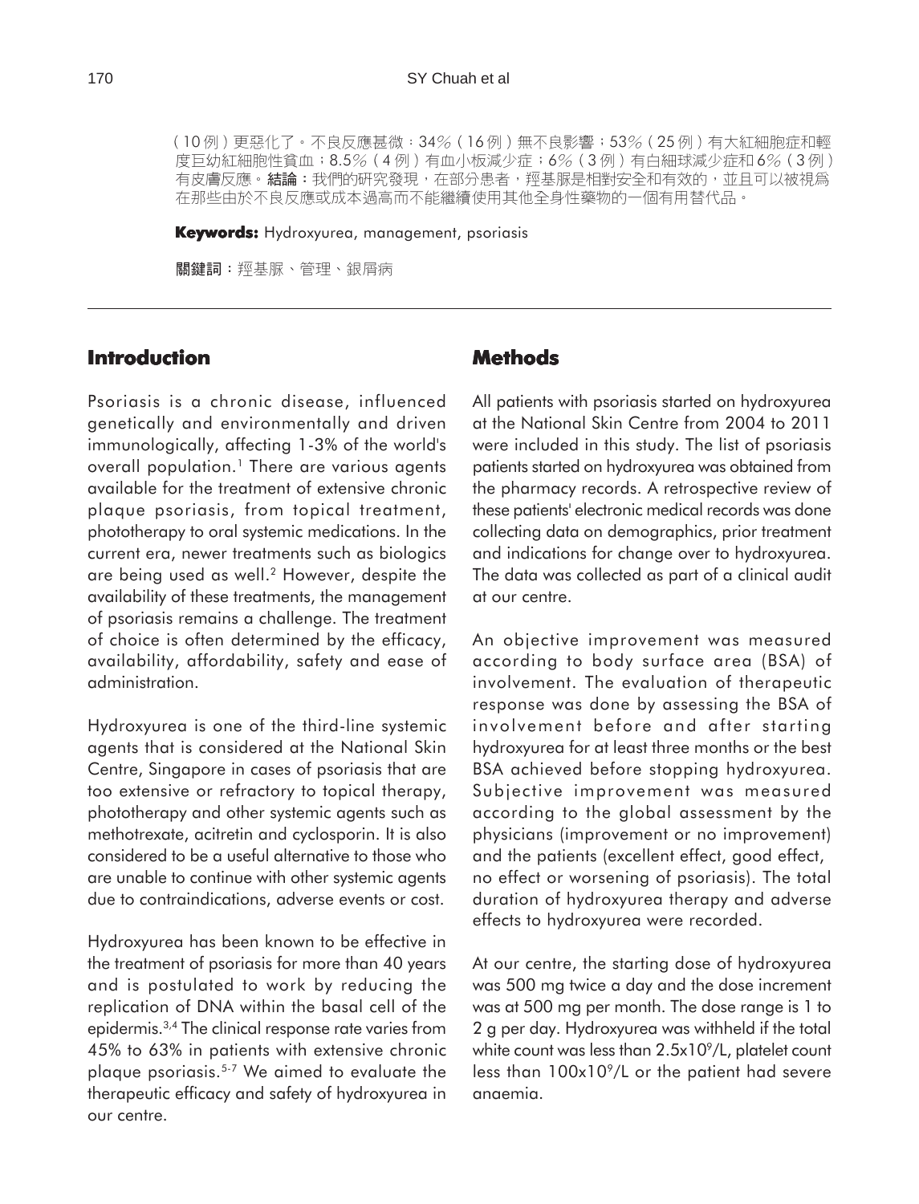(10例)更惡化了。不良反應甚微：34%(16例)無不良影響；53%(25例)有大紅細胞症和輕度巨幼紅細胞性貧血；8.5%(4例)有血小板減少症；6%(3例)有白細球減少症和6%(3例)有皮膚反應。**結論：**我們的研究發現，在部分患者，羥基脲是相對安全和有效的，並且可以被視爲在那些由於不良反應或成本過高而不能繼續使用其他全身性藥物的一個有用替代品。

**Keywords:** Hydroxyurea, management, psoriasis

**關鍵詞：**羥基脲、管理、銀屑病

## Introduction

Psoriasis is a chronic disease, influenced genetically and environmentally and driven immunologically, affecting 1-3% of the world's overall population.[1] There are various agents available for the treatment of extensive chronic plaque psoriasis, from topical treatment, phototherapy to oral systemic medications. In the current era, newer treatments such as biologics are being used as well.[2] However, despite the availability of these treatments, the management of psoriasis remains a challenge. The treatment of choice is often determined by the efficacy, availability, affordability, safety and ease of administration.

Hydroxyurea is one of the third-line systemic agents that is considered at the National Skin Centre, Singapore in cases of psoriasis that are too extensive or refractory to topical therapy, phototherapy and other systemic agents such as methotrexate, acitretin and cyclosporin. It is also considered to be a useful alternative to those who are unable to continue with other systemic agents due to contraindications, adverse events or cost.

Hydroxyurea has been known to be effective in the treatment of psoriasis for more than 40 years and is postulated to work by reducing the replication of DNA within the basal cell of the epidermis.[3,4] The clinical response rate varies from 45% to 63% in patients with extensive chronic plaque psoriasis.[5-7] We aimed to evaluate the therapeutic efficacy and safety of hydroxyurea in our centre.

## Methods

All patients with psoriasis started on hydroxyurea at the National Skin Centre from 2004 to 2011 were included in this study. The list of psoriasis patients started on hydroxyurea was obtained from the pharmacy records. A retrospective review of these patients' electronic medical records was done collecting data on demographics, prior treatment and indications for change over to hydroxyurea. The data was collected as part of a clinical audit at our centre.

An objective improvement was measured according to body surface area (BSA) of involvement. The evaluation of therapeutic response was done by assessing the BSA of involvement before and after starting hydroxyurea for at least three months or the best BSA achieved before stopping hydroxyurea. Subjective improvement was measured according to the global assessment by the physicians (improvement or no improvement) and the patients (excellent effect, good effect, no effect or worsening of psoriasis). The total duration of hydroxyurea therapy and adverse effects to hydroxyurea were recorded.

At our centre, the starting dose of hydroxyurea was 500 mg twice a day and the dose increment was at 500 mg per month. The dose range is 1 to 2 g per day. Hydroxyurea was withheld if the total white count was less than $2.5 \times 10^9$/L, platelet count less than $100 \times 10^9$/L or the patient had severe anaemia.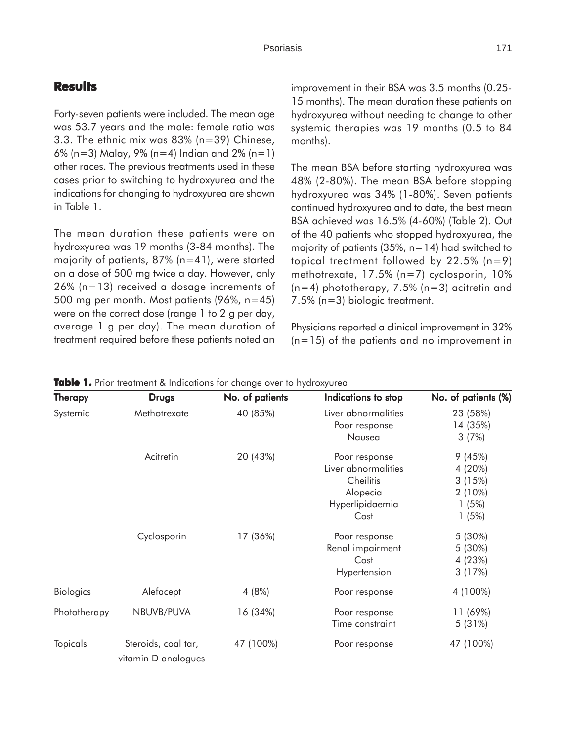## Results

Forty-seven patients were included. The mean age was 53.7 years and the male: female ratio was 3.3. The ethnic mix was 83% (n=39) Chinese, 6% (n=3) Malay, 9% (n=4) Indian and 2% (n=1) other races. The previous treatments used in these cases prior to switching to hydroxyurea and the indications for changing to hydroxyurea are shown in Table 1.

The mean duration these patients were on hydroxyurea was 19 months (3-84 months). The majority of patients, 87% (n=41), were started on a dose of 500 mg twice a day. However, only 26% (n=13) received a dosage increments of 500 mg per month. Most patients (96%, n=45) were on the correct dose (range 1 to 2 g per day, average 1 g per day). The mean duration of treatment required before these patients noted an improvement in their BSA was 3.5 months (0.25-15 months). The mean duration these patients on hydroxyurea without needing to change to other systemic therapies was 19 months (0.5 to 84 months).

The mean BSA before starting hydroxyurea was 48% (2-80%). The mean BSA before stopping hydroxyurea was 34% (1-80%). Seven patients continued hydroxyurea and to date, the best mean BSA achieved was 16.5% (4-60%) (Table 2). Out of the 40 patients who stopped hydroxyurea, the majority of patients (35%, n=14) had switched to topical treatment followed by 22.5% (n=9) methotrexate, 17.5% (n=7) cyclosporin, 10% (n=4) phototherapy, 7.5% (n=3) acitretin and 7.5% (n=3) biologic treatment.

Physicians reported a clinical improvement in 32% (n=15) of the patients and no improvement in

**Table 1.** Prior treatment & Indications for change over to hydroxyurea

| Therapy | Drugs | No. of patients | Indications to stop | No. of patients (%) |
|---|---|---|---|---|
| Systemic | Methotrexate | 40 (85%) | Liver abnormalities | 23 (58%) |
| | | | Poor response | 14 (35%) |
| | | | Nausea | 3 (7%) |
| | Acitretin | 20 (43%) | Poor response | 9 (45%) |
| | | | Liver abnormalities | 4 (20%) |
| | | | Cheilitis | 3 (15%) |
| | | | Alopecia | 2 (10%) |
| | | | Hyperlipidaemia | 1 (5%) |
| | | | Cost | 1 (5%) |
| | Cyclosporin | 17 (36%) | Poor response | 5 (30%) |
| | | | Renal impairment | 5 (30%) |
| | | | Cost | 4 (23%) |
| | | | Hypertension | 3 (17%) |
| Biologics | Alefacept | 4 (8%) | Poor response | 4 (100%) |
| Phototherapy | NBUVB/PUVA | 16 (34%) | Poor response | 11 (69%) |
| | | | Time constraint | 5 (31%) |
| Topicals | Steroids, coal tar, vitamin D analogues | 47 (100%) | Poor response | 47 (100%) |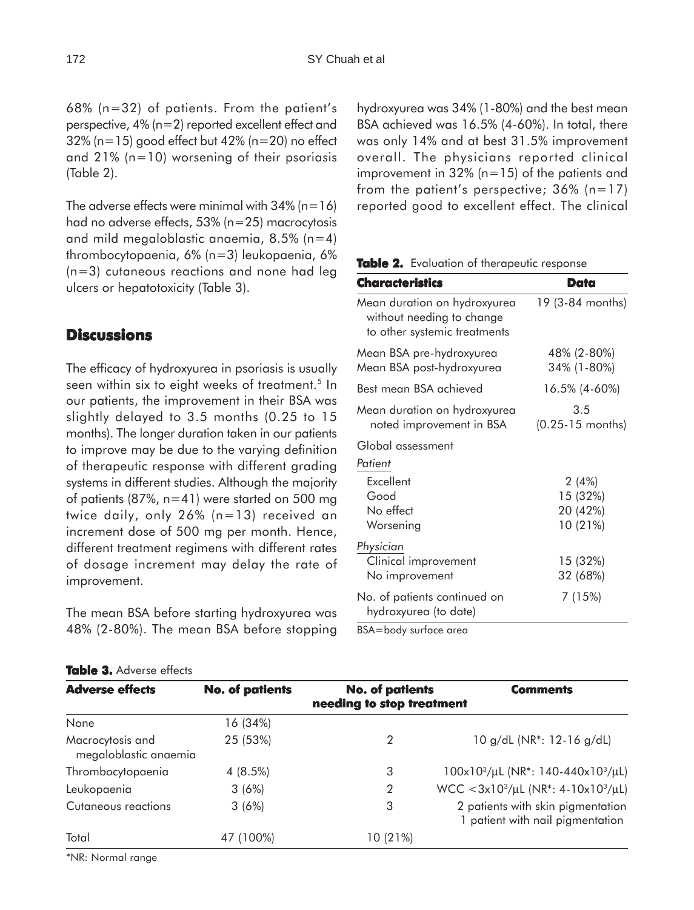68% (n=32) of patients. From the patient's perspective, 4% (n=2) reported excellent effect and 32% (n=15) good effect but 42% (n=20) no effect and 21% (n=10) worsening of their psoriasis (Table 2).

The adverse effects were minimal with 34% (n=16) had no adverse effects, 53% (n=25) macrocytosis and mild megaloblastic anaemia, 8.5% (n=4) thrombocytopaenia, 6% (n=3) leukopaenia, 6% (n=3) cutaneous reactions and none had leg ulcers or hepatotoxicity (Table 3).

## Discussions

The efficacy of hydroxyurea in psoriasis is usually seen within six to eight weeks of treatment.[5] In our patients, the improvement in their BSA was slightly delayed to 3.5 months (0.25 to 15 months). The longer duration taken in our patients to improve may be due to the varying definition of therapeutic response with different grading systems in different studies. Although the majority of patients (87%, n=41) were started on 500 mg twice daily, only 26% (n=13) received an increment dose of 500 mg per month. Hence, different treatment regimens with different rates of dosage increment may delay the rate of improvement.

The mean BSA before starting hydroxyurea was 48% (2-80%). The mean BSA before stopping hydroxyurea was 34% (1-80%) and the best mean BSA achieved was 16.5% (4-60%). In total, there was only 14% and at best 31.5% improvement overall. The physicians reported clinical improvement in 32% (n=15) of the patients and from the patient's perspective; 36% (n=17) reported good to excellent effect. The clinical

**Table 2.** Evaluation of therapeutic response

| Characteristics | Data |
|---|---|
| Mean duration on hydroxyurea without needing to change to other systemic treatments | 19 (3-84 months) |
| Mean BSA pre-hydroxyurea | 48% (2-80%) |
| Mean BSA post-hydroxyurea | 34% (1-80%) |
| Best mean BSA achieved | 16.5% (4-60%) |
| Mean duration on hydroxyurea noted improvement in BSA | 3.5 (0.25-15 months) |
| Global assessment | |
| *Patient* | |
| Excellent | 2 (4%) |
| Good | 15 (32%) |
| No effect | 20 (42%) |
| Worsening | 10 (21%) |
| *Physician* | |
| Clinical improvement | 15 (32%) |
| No improvement | 32 (68%) |
| No. of patients continued on hydroxyurea (to date) | 7 (15%) |

BSA=body surface area

**Table 3.** Adverse effects

| Adverse effects | No. of patients | No. of patients needing to stop treatment | Comments |
|---|---|---|---|
| None | 16 (34%) | | |
| Macrocytosis and megaloblastic anaemia | 25 (53%) | 2 | 10 g/dL (NR*: 12-16 g/dL) |
| Thrombocytopaenia | 4 (8.5%) | 3 | $100 \times 10^3/\mu L$ (NR*: $140\text{-}440 \times 10^3/\mu L$) |
| Leukopaenia | 3 (6%) | 2 | WCC $<3 \times 10^3/\mu L$ (NR*: $4\text{-}10 \times 10^3/\mu L$) |
| Cutaneous reactions | 3 (6%) | 3 | 2 patients with skin pigmentation<br>1 patient with nail pigmentation |
| Total | 47 (100%) | 10 (21%) | |

*NR: Normal range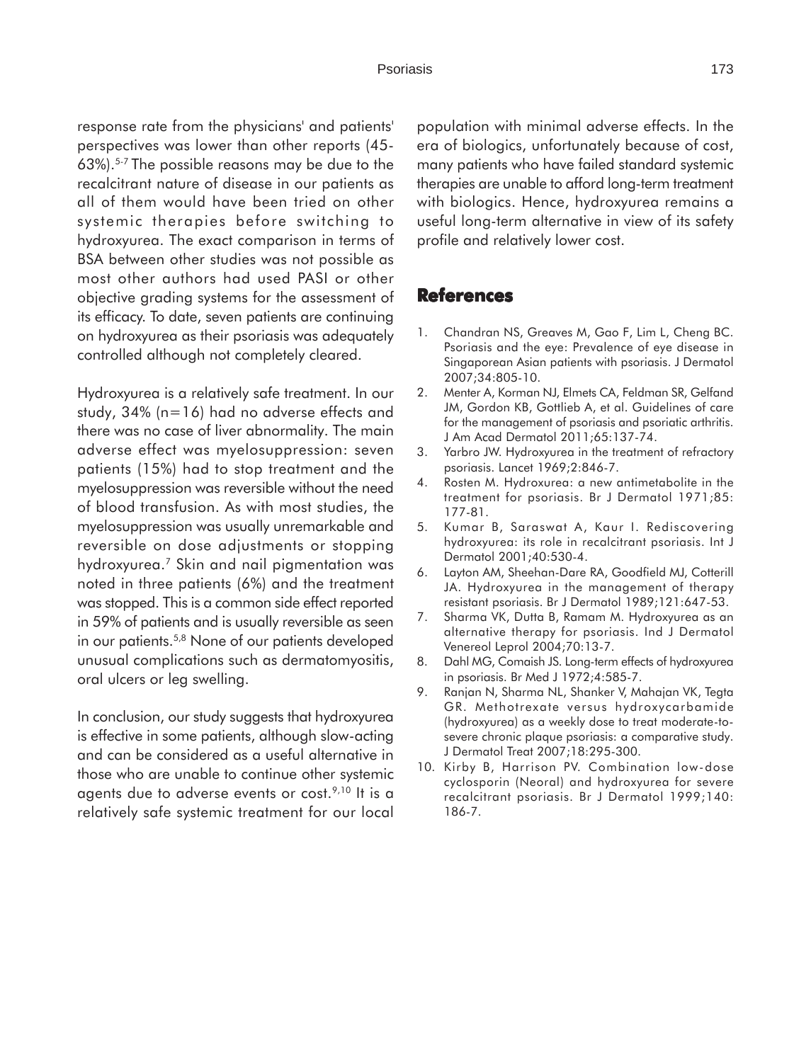response rate from the physicians' and patients' perspectives was lower than other reports (45-63%).[5-7] The possible reasons may be due to the recalcitrant nature of disease in our patients as all of them would have been tried on other systemic therapies before switching to hydroxyurea. The exact comparison in terms of BSA between other studies was not possible as most other authors had used PASI or other objective grading systems for the assessment of its efficacy. To date, seven patients are continuing on hydroxyurea as their psoriasis was adequately controlled although not completely cleared.

Hydroxyurea is a relatively safe treatment. In our study, 34% (n=16) had no adverse effects and there was no case of liver abnormality. The main adverse effect was myelosuppression: seven patients (15%) had to stop treatment and the myelosuppression was reversible without the need of blood transfusion. As with most studies, the myelosuppression was usually unremarkable and reversible on dose adjustments or stopping hydroxyurea.[7] Skin and nail pigmentation was noted in three patients (6%) and the treatment was stopped. This is a common side effect reported in 59% of patients and is usually reversible as seen in our patients.[5,8] None of our patients developed unusual complications such as dermatomyositis, oral ulcers or leg swelling.

In conclusion, our study suggests that hydroxyurea is effective in some patients, although slow-acting and can be considered as a useful alternative in those who are unable to continue other systemic agents due to adverse events or cost.[9,10] It is a relatively safe systemic treatment for our local population with minimal adverse effects. In the era of biologics, unfortunately because of cost, many patients who have failed standard systemic therapies are unable to afford long-term treatment with biologics. Hence, hydroxyurea remains a useful long-term alternative in view of its safety profile and relatively lower cost.

## References

1. Chandran NS, Greaves M, Gao F, Lim L, Cheng BC. Psoriasis and the eye: Prevalence of eye disease in Singaporean Asian patients with psoriasis. J Dermatol 2007;34:805-10.
2. Menter A, Korman NJ, Elmets CA, Feldman SR, Gelfand JM, Gordon KB, Gottlieb A, et al. Guidelines of care for the management of psoriasis and psoriatic arthritis. J Am Acad Dermatol 2011;65:137-74.
3. Yarbro JW. Hydroxyurea in the treatment of refractory psoriasis. Lancet 1969;2:846-7.
4. Rosten M. Hydroxurea: a new antimetabolite in the treatment for psoriasis. Br J Dermatol 1971;85: 177-81.
5. Kumar B, Saraswat A, Kaur I. Rediscovering hydroxyurea: its role in recalcitrant psoriasis. Int J Dermatol 2001;40:530-4.
6. Layton AM, Sheehan-Dare RA, Goodfield MJ, Cotterill JA. Hydroxyurea in the management of therapy resistant psoriasis. Br J Dermatol 1989;121:647-53.
7. Sharma VK, Dutta B, Ramam M. Hydroxyurea as an alternative therapy for psoriasis. Ind J Dermatol Venereol Leprol 2004;70:13-7.
8. Dahl MG, Comaish JS. Long-term effects of hydroxyurea in psoriasis. Br Med J 1972;4:585-7.
9. Ranjan N, Sharma NL, Shanker V, Mahajan VK, Tegta GR. Methotrexate versus hydroxycarbamide (hydroxyurea) as a weekly dose to treat moderate-to-severe chronic plaque psoriasis: a comparative study. J Dermatol Treat 2007;18:295-300.
10. Kirby B, Harrison PV. Combination low-dose cyclosporin (Neoral) and hydroxyurea for severe recalcitrant psoriasis. Br J Dermatol 1999;140: 186-7.